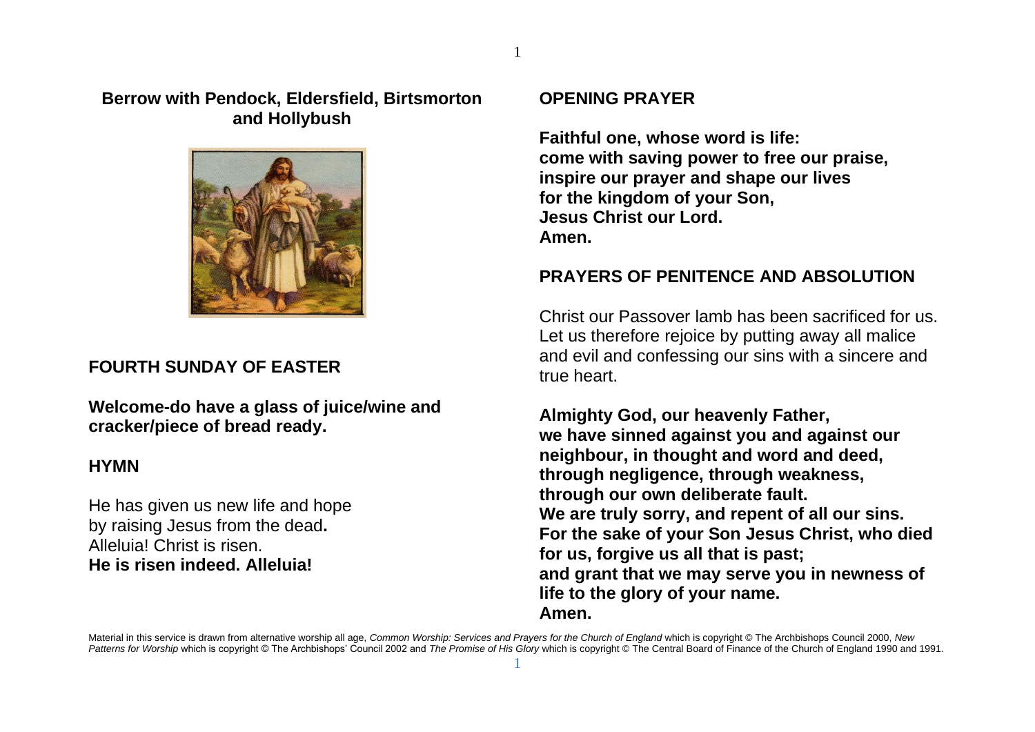**Berrow with Pendock, Eldersfield, Birtsmorton and Hollybush**

## FOURTH SUNDAY OF EASTER

**Welcome-do have a glass of juice/wine and cracker/piece of bread ready.**

## HYMN

He has given us new life and hope
by raising Jesus from the dead**.**
Alleluia! Christ is risen.
**He is risen indeed. Alleluia!**

## OPENING PRAYER

**Faithful one, whose word is life:**
**come with saving power to free our praise,**
**inspire our prayer and shape our lives**
**for the kingdom of your Son,**
**Jesus Christ our Lord.**
**Amen.**

## PRAYERS OF PENITENCE AND ABSOLUTION

Christ our Passover lamb has been sacrificed for us. Let us therefore rejoice by putting away all malice and evil and confessing our sins with a sincere and true heart.

**Almighty God, our heavenly Father,**
**we have sinned against you and against our neighbour, in thought and word and deed,**
**through negligence, through weakness,**
**through our own deliberate fault.**
**We are truly sorry, and repent of all our sins.**
**For the sake of your Son Jesus Christ, who died for us, forgive us all that is past;**
**and grant that we may serve you in newness of life to the glory of your name.**
**Amen.**

Material in this service is drawn from alternative worship all age, *Common Worship: Services and Prayers for the Church of England* which is copyright © The Archbishops Council 2000, *New Patterns for Worship* which is copyright © The Archbishops' Council 2002 and *The Promise of His Glory* which is copyright © The Central Board of Finance of the Church of England 1990 and 1991.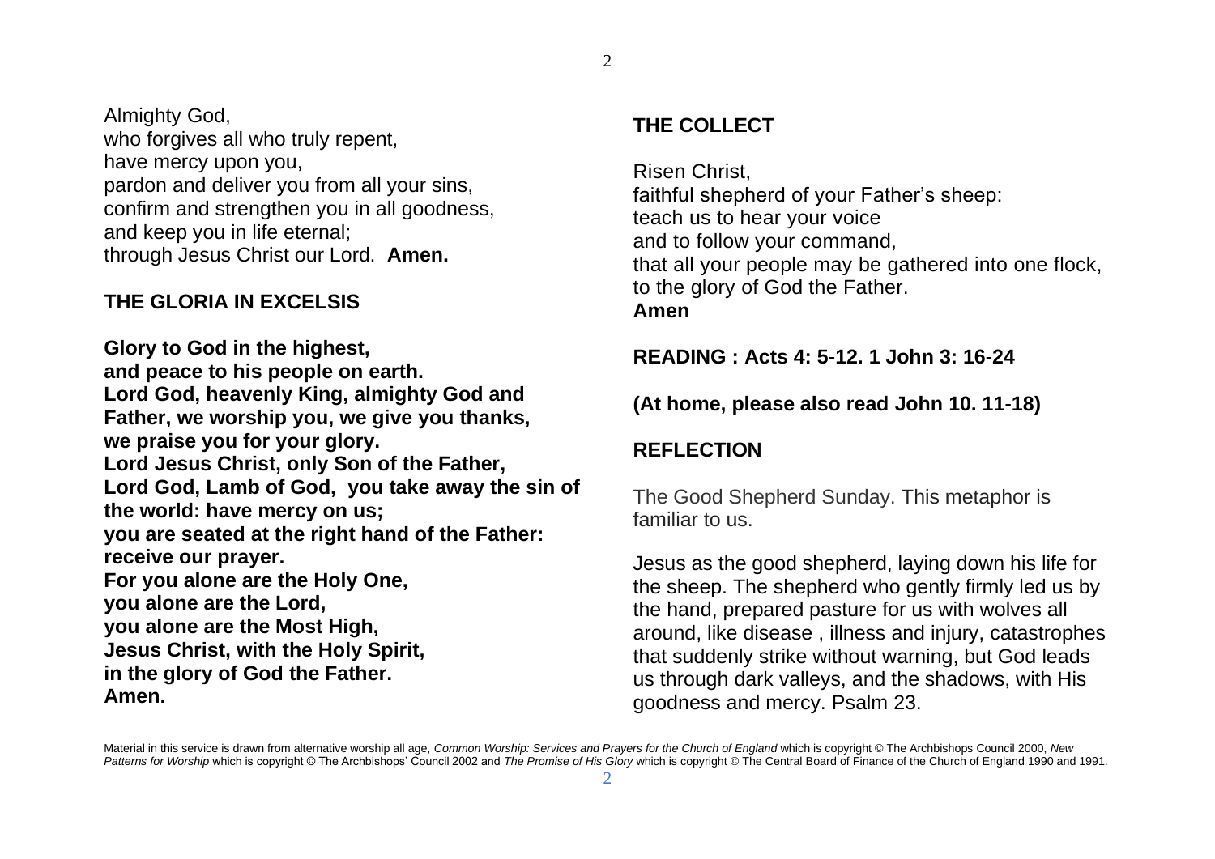Almighty God,
who forgives all who truly repent,
have mercy upon you,
pardon and deliver you from all your sins,
confirm and strengthen you in all goodness,
and keep you in life eternal;
through Jesus Christ our Lord. **Amen.**

## THE GLORIA IN EXCELSIS

**Glory to God in the highest,**
**and peace to his people on earth.**
**Lord God, heavenly King, almighty God and Father, we worship you, we give you thanks,**
**we praise you for your glory.**
**Lord Jesus Christ, only Son of the Father,**
**Lord God, Lamb of God, you take away the sin of the world: have mercy on us;**
**you are seated at the right hand of the Father: receive our prayer.**
**For you alone are the Holy One,**
**you alone are the Lord,**
**you alone are the Most High,**
**Jesus Christ, with the Holy Spirit,**
**in the glory of God the Father.**
**Amen.**

## THE COLLECT

Risen Christ,
faithful shepherd of your Father's sheep:
teach us to hear your voice
and to follow your command,
that all your people may be gathered into one flock,
to the glory of God the Father.
**Amen**

**READING : Acts 4: 5-12. 1 John 3: 16-24**

**(At home, please also read John 10. 11-18)**

## REFLECTION

The Good Shepherd Sunday. This metaphor is familiar to us.

Jesus as the good shepherd, laying down his life for the sheep. The shepherd who gently firmly led us by the hand, prepared pasture for us with wolves all around, like disease , illness and injury, catastrophes that suddenly strike without warning, but God leads us through dark valleys, and the shadows, with His goodness and mercy. Psalm 23.

Material in this service is drawn from alternative worship all age, *Common Worship: Services and Prayers for the Church of England* which is copyright © The Archbishops Council 2000, *New Patterns for Worship* which is copyright © The Archbishops' Council 2002 and *The Promise of His Glory* which is copyright © The Central Board of Finance of the Church of England 1990 and 1991.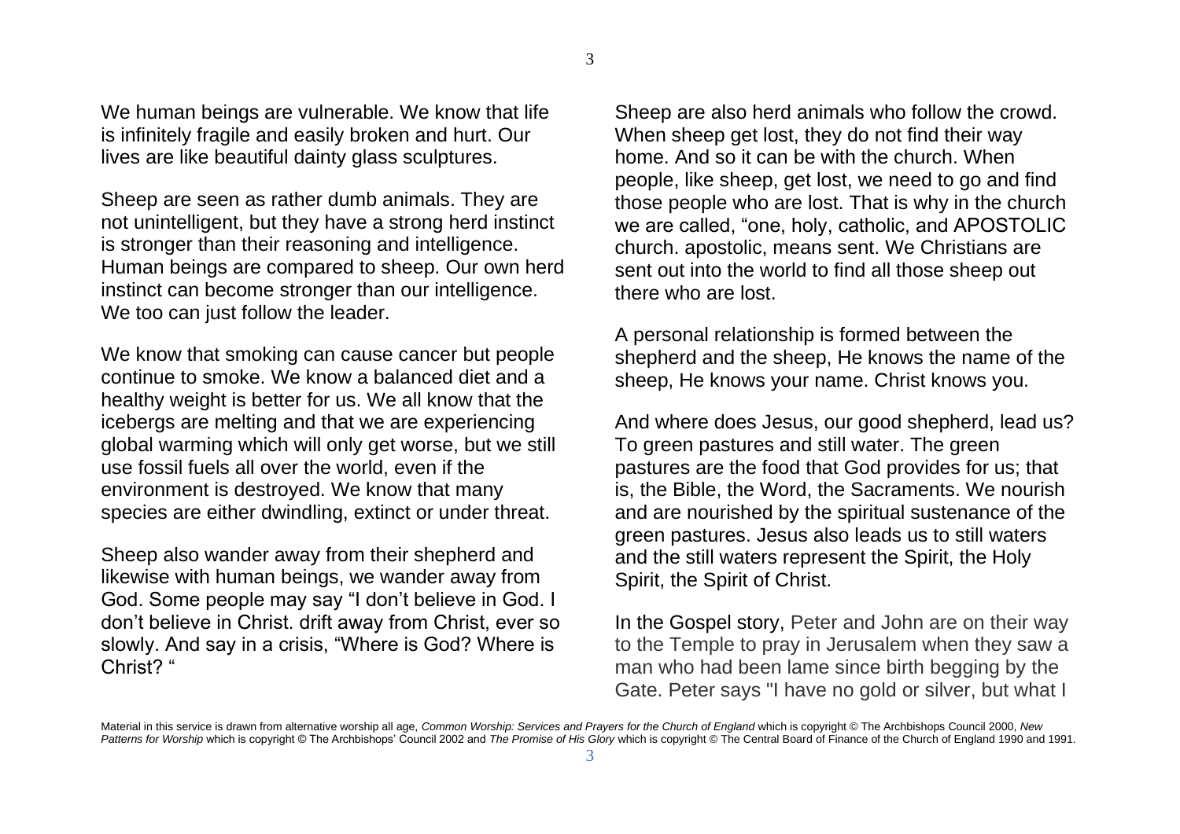We human beings are vulnerable. We know that life is infinitely fragile and easily broken and hurt. Our lives are like beautiful dainty glass sculptures.

Sheep are seen as rather dumb animals. They are not unintelligent, but they have a strong herd instinct is stronger than their reasoning and intelligence. Human beings are compared to sheep. Our own herd instinct can become stronger than our intelligence. We too can just follow the leader.

We know that smoking can cause cancer but people continue to smoke. We know a balanced diet and a healthy weight is better for us. We all know that the icebergs are melting and that we are experiencing global warming which will only get worse, but we still use fossil fuels all over the world, even if the environment is destroyed. We know that many species are either dwindling, extinct or under threat.

Sheep also wander away from their shepherd and likewise with human beings, we wander away from God. Some people may say "I don't believe in God. I don't believe in Christ. drift away from Christ, ever so slowly. And say in a crisis, "Where is God? Where is Christ? "

Sheep are also herd animals who follow the crowd. When sheep get lost, they do not find their way home. And so it can be with the church. When people, like sheep, get lost, we need to go and find those people who are lost. That is why in the church we are called, "one, holy, catholic, and APOSTOLIC church. apostolic, means sent. We Christians are sent out into the world to find all those sheep out there who are lost.

A personal relationship is formed between the shepherd and the sheep, He knows the name of the sheep, He knows your name. Christ knows you.

And where does Jesus, our good shepherd, lead us? To green pastures and still water. The green pastures are the food that God provides for us; that is, the Bible, the Word, the Sacraments. We nourish and are nourished by the spiritual sustenance of the green pastures. Jesus also leads us to still waters and the still waters represent the Spirit, the Holy Spirit, the Spirit of Christ.

In the Gospel story, Peter and John are on their way to the Temple to pray in Jerusalem when they saw a man who had been lame since birth begging by the Gate. Peter says "I have no gold or silver, but what I

Material in this service is drawn from alternative worship all age, *Common Worship: Services and Prayers for the Church of England* which is copyright © The Archbishops Council 2000, *New Patterns for Worship* which is copyright © The Archbishops' Council 2002 and *The Promise of His Glory* which is copyright © The Central Board of Finance of the Church of England 1990 and 1991.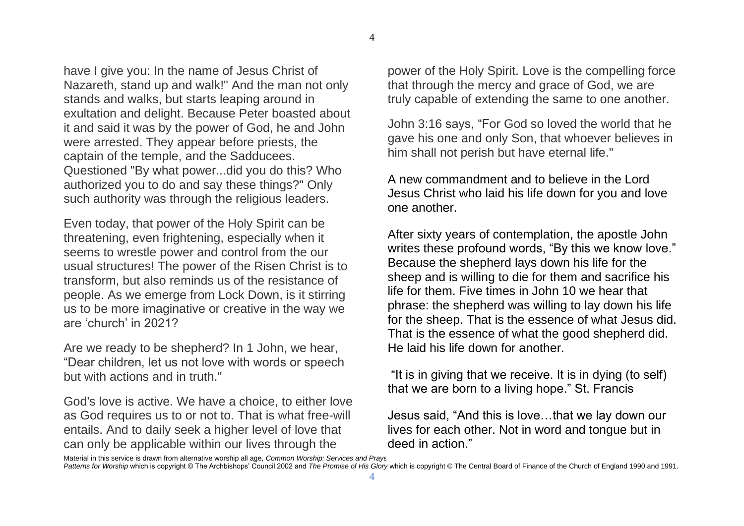have I give you: In the name of Jesus Christ of Nazareth, stand up and walk!" And the man not only stands and walks, but starts leaping around in exultation and delight. Because Peter boasted about it and said it was by the power of God, he and John were arrested. They appear before priests, the captain of the temple, and the Sadducees. Questioned "By what power...did you do this? Who authorized you to do and say these things?" Only such authority was through the religious leaders.

Even today, that power of the Holy Spirit can be threatening, even frightening, especially when it seems to wrestle power and control from the our usual structures! The power of the Risen Christ is to transform, but also reminds us of the resistance of people. As we emerge from Lock Down, is it stirring us to be more imaginative or creative in the way we are 'church' in 2021?

Are we ready to be shepherd? In 1 John, we hear, "Dear children, let us not love with words or speech but with actions and in truth."

God's love is active. We have a choice, to either love as God requires us to or not to. That is what free-will entails. And to daily seek a higher level of love that can only be applicable within our lives through the power of the Holy Spirit. Love is the compelling force that through the mercy and grace of God, we are truly capable of extending the same to one another.

John 3:16 says, "For God so loved the world that he gave his one and only Son, that whoever believes in him shall not perish but have eternal life."

A new commandment and to believe in the Lord Jesus Christ who laid his life down for you and love one another.

After sixty years of contemplation, the apostle John writes these profound words, "By this we know love." Because the shepherd lays down his life for the sheep and is willing to die for them and sacrifice his life for them. Five times in John 10 we hear that phrase: the shepherd was willing to lay down his life for the sheep. That is the essence of what Jesus did. That is the essence of what the good shepherd did. He laid his life down for another.

"It is in giving that we receive. It is in dying (to self) that we are born to a living hope." St. Francis

Jesus said, "And this is love…that we lay down our lives for each other. Not in word and tongue but in deed in action."

Material in this service is drawn from alternative worship all age, *Common Worship: Services and Praye* *Patterns for Worship* which is copyright © The Archbishops' Council 2002 and *The Promise of His Glory* which is copyright © The Central Board of Finance of the Church of England 1990 and 1991.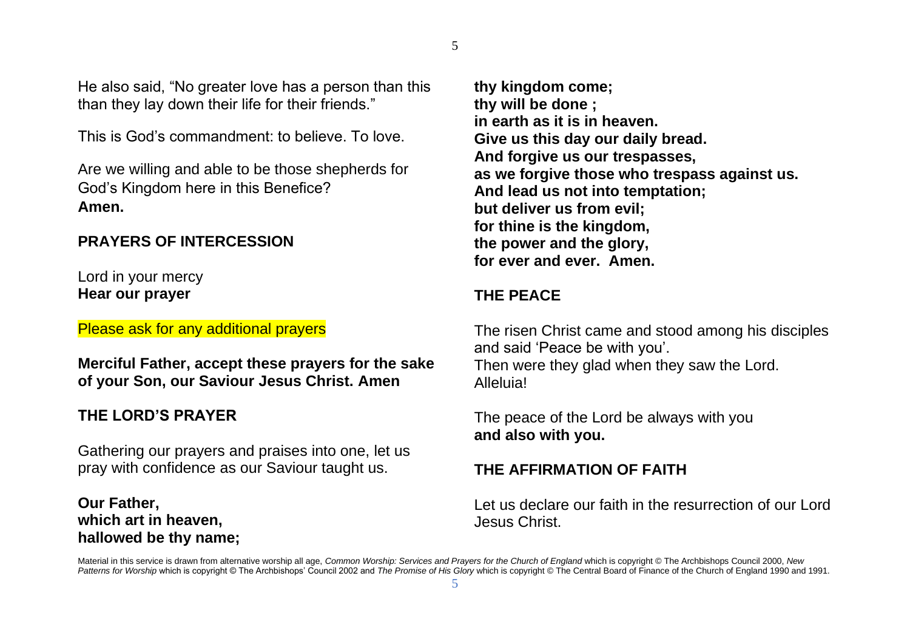He also said, "No greater love has a person than this than they lay down their life for their friends."

This is God's commandment: to believe. To love.

Are we willing and able to be those shepherds for God's Kingdom here in this Benefice?
**Amen.**

## PRAYERS OF INTERCESSION

Lord in your mercy
**Hear our prayer**

Please ask for any additional prayers

**Merciful Father, accept these prayers for the sake of your Son, our Saviour Jesus Christ. Amen**

## THE LORD'S PRAYER

Gathering our prayers and praises into one, let us pray with confidence as our Saviour taught us.

**Our Father,**
**which art in heaven,**
**hallowed be thy name;**
**thy kingdom come;**
**thy will be done ;**
**in earth as it is in heaven.**
**Give us this day our daily bread.**
**And forgive us our trespasses,**
**as we forgive those who trespass against us.**
**And lead us not into temptation;**
**but deliver us from evil;**
**for thine is the kingdom,**
**the power and the glory,**
**for ever and ever. Amen.**

## THE PEACE

The risen Christ came and stood among his disciples and said 'Peace be with you'.
Then were they glad when they saw the Lord.
Alleluia!

The peace of the Lord be always with you
**and also with you.**

## THE AFFIRMATION OF FAITH

Let us declare our faith in the resurrection of our Lord Jesus Christ.

Material in this service is drawn from alternative worship all age, *Common Worship: Services and Prayers for the Church of England* which is copyright © The Archbishops Council 2000, *New Patterns for Worship* which is copyright © The Archbishops' Council 2002 and *The Promise of His Glory* which is copyright © The Central Board of Finance of the Church of England 1990 and 1991.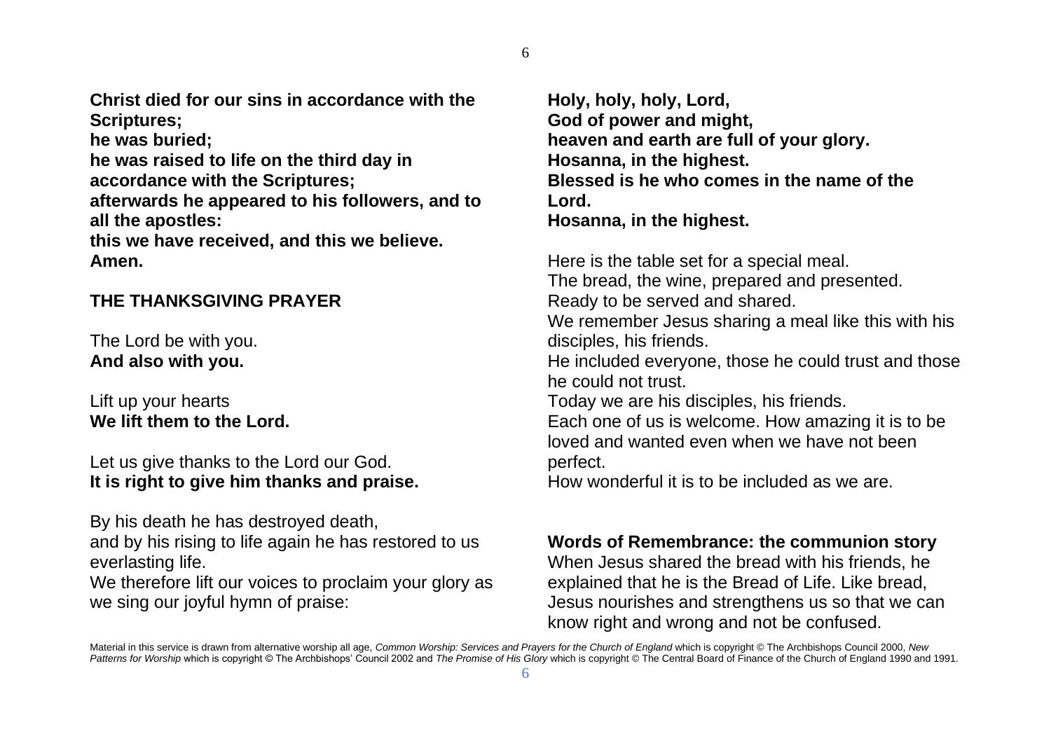**Christ died for our sins in accordance with the Scriptures;**
**he was buried;**
**he was raised to life on the third day in accordance with the Scriptures;**
**afterwards he appeared to his followers, and to all the apostles:**
**this we have received, and this we believe.**
**Amen.**

## THE THANKSGIVING PRAYER

The Lord be with you.
**And also with you.**

Lift up your hearts
**We lift them to the Lord.**

Let us give thanks to the Lord our God.
**It is right to give him thanks and praise.**

By his death he has destroyed death,
and by his rising to life again he has restored to us everlasting life.
We therefore lift our voices to proclaim your glory as we sing our joyful hymn of praise:

**Holy, holy, holy, Lord,**
**God of power and might,**
**heaven and earth are full of your glory.**
**Hosanna, in the highest.**
**Blessed is he who comes in the name of the Lord.**
**Hosanna, in the highest.**

Here is the table set for a special meal.
The bread, the wine, prepared and presented.
Ready to be served and shared.
We remember Jesus sharing a meal like this with his disciples, his friends.
He included everyone, those he could trust and those he could not trust.
Today we are his disciples, his friends.
Each one of us is welcome. How amazing it is to be loved and wanted even when we have not been perfect.
How wonderful it is to be included as we are.

**Words of Remembrance: the communion story**
When Jesus shared the bread with his friends, he explained that he is the Bread of Life. Like bread, Jesus nourishes and strengthens us so that we can know right and wrong and not be confused.

Material in this service is drawn from alternative worship all age, *Common Worship: Services and Prayers for the Church of England* which is copyright © The Archbishops Council 2000, *New Patterns for Worship* which is copyright © The Archbishops' Council 2002 and *The Promise of His Glory* which is copyright © The Central Board of Finance of the Church of England 1990 and 1991.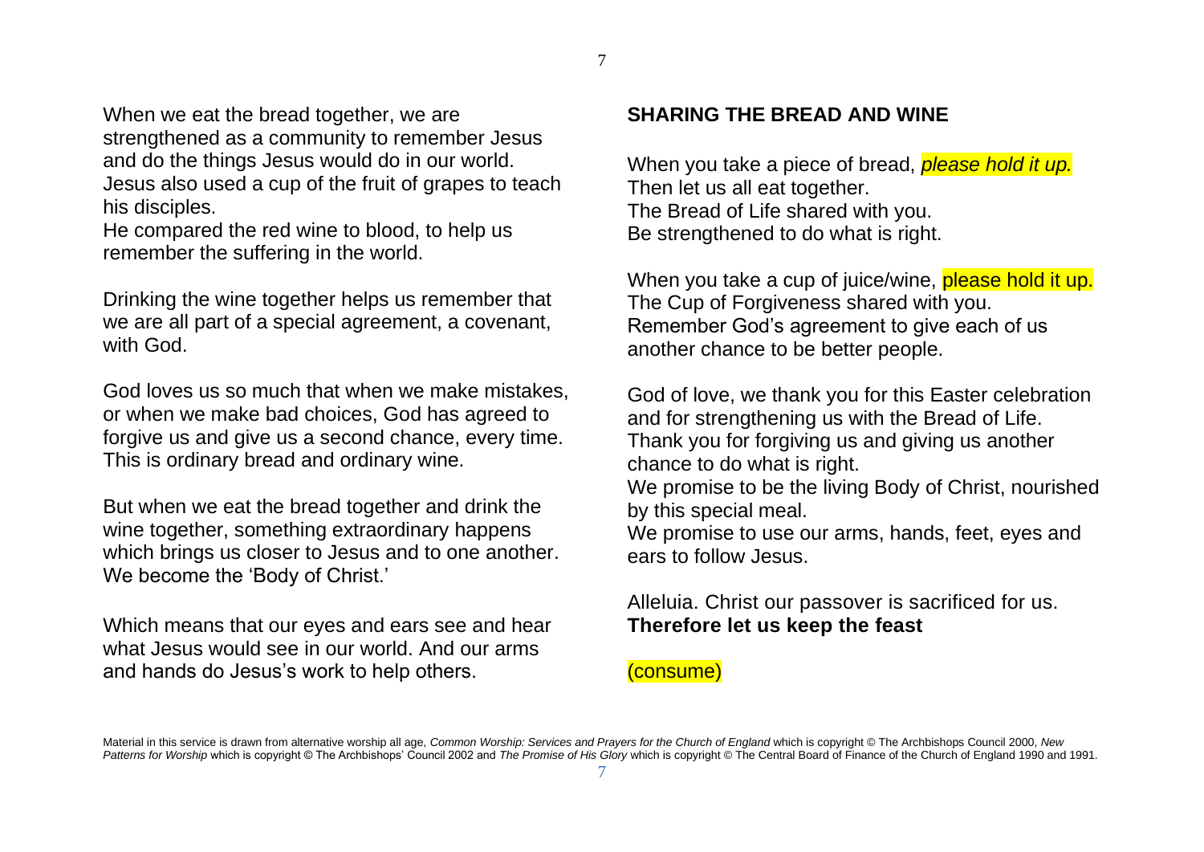When we eat the bread together, we are strengthened as a community to remember Jesus and do the things Jesus would do in our world.
Jesus also used a cup of the fruit of grapes to teach his disciples.
He compared the red wine to blood, to help us remember the suffering in the world.

Drinking the wine together helps us remember that we are all part of a special agreement, a covenant, with God.

God loves us so much that when we make mistakes, or when we make bad choices, God has agreed to forgive us and give us a second chance, every time.
This is ordinary bread and ordinary wine.

But when we eat the bread together and drink the wine together, something extraordinary happens which brings us closer to Jesus and to one another.
We become the 'Body of Christ.'

Which means that our eyes and ears see and hear what Jesus would see in our world. And our arms and hands do Jesus's work to help others.

**SHARING THE BREAD AND WINE**

When you take a piece of bread, *please hold it up.*
Then let us all eat together.
The Bread of Life shared with you.
Be strengthened to do what is right.

When you take a cup of juice/wine, please hold it up.
The Cup of Forgiveness shared with you.
Remember God's agreement to give each of us another chance to be better people.

God of love, we thank you for this Easter celebration and for strengthening us with the Bread of Life.
Thank you for forgiving us and giving us another chance to do what is right.
We promise to be the living Body of Christ, nourished by this special meal.
We promise to use our arms, hands, feet, eyes and ears to follow Jesus.

Alleluia. Christ our passover is sacrificed for us.
**Therefore let us keep the feast**

(consume)

Material in this service is drawn from alternative worship all age, *Common Worship: Services and Prayers for the Church of England* which is copyright © The Archbishops Council 2000, *New Patterns for Worship* which is copyright © The Archbishops' Council 2002 and *The Promise of His Glory* which is copyright © The Central Board of Finance of the Church of England 1990 and 1991.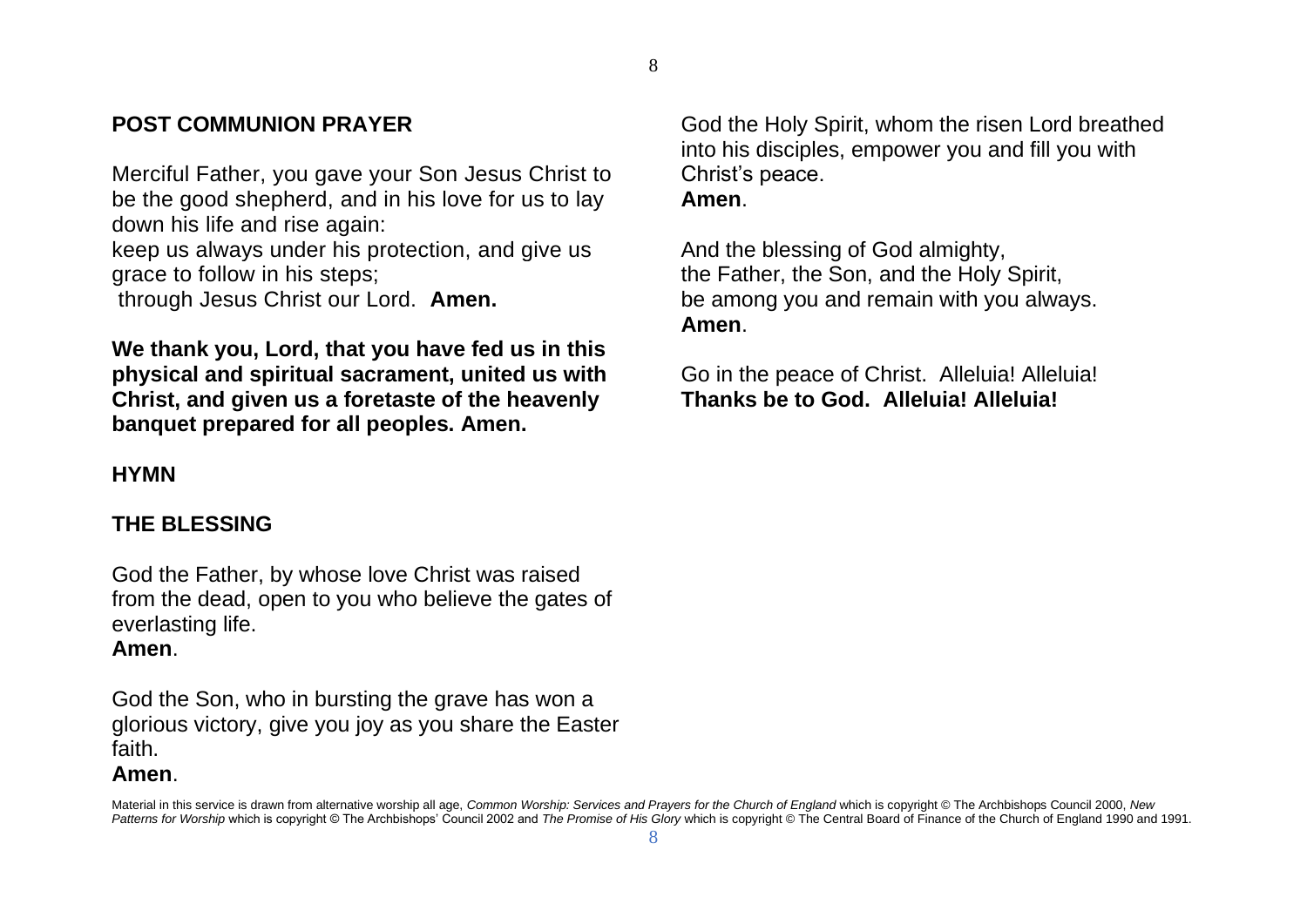## POST COMMUNION PRAYER

Merciful Father, you gave your Son Jesus Christ to be the good shepherd, and in his love for us to lay down his life and rise again:
keep us always under his protection, and give us grace to follow in his steps;
through Jesus Christ our Lord. **Amen.**

**We thank you, Lord, that you have fed us in this physical and spiritual sacrament, united us with Christ, and given us a foretaste of the heavenly banquet prepared for all peoples. Amen.**

## HYMN

## THE BLESSING

God the Father, by whose love Christ was raised from the dead, open to you who believe the gates of everlasting life.
**Amen**.

God the Son, who in bursting the grave has won a glorious victory, give you joy as you share the Easter faith.
**Amen**.

God the Holy Spirit, whom the risen Lord breathed into his disciples, empower you and fill you with Christ's peace.
**Amen**.

And the blessing of God almighty,
the Father, the Son, and the Holy Spirit,
be among you and remain with you always.
**Amen**.

Go in the peace of Christ. Alleluia! Alleluia!
**Thanks be to God. Alleluia! Alleluia!**

Material in this service is drawn from alternative worship all age, *Common Worship: Services and Prayers for the Church of England* which is copyright © The Archbishops Council 2000, *New Patterns for Worship* which is copyright © The Archbishops' Council 2002 and *The Promise of His Glory* which is copyright © The Central Board of Finance of the Church of England 1990 and 1991.